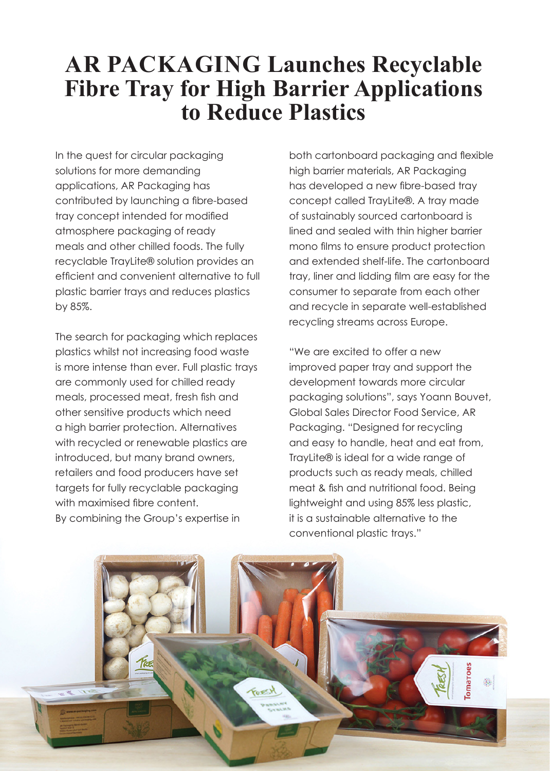# AR PACKAGING Launches Recyclable Fibre Tray for High Barrier Applications to Reduce Plastics

In the quest for circular packaging solutions for more demanding applications, AR Packaging has contributed by launching a fibre-based tray concept intended for modified atmosphere packaging of ready meals and other chilled foods. The fully recyclable TrayLite® solution provides an efficient and convenient alternative to full plastic barrier trays and reduces plastics by 85%.

The search for packaging which replaces plastics whilst not increasing food waste is more intense than ever. Full plastic trays are commonly used for chilled ready meals, processed meat, fresh fish and other sensitive products which need a high barrier protection. Alternatives with recycled or renewable plastics are introduced, but many brand owners, retailers and food producers have set targets for fully recyclable packaging with maximised fibre content.

By combining the Group's expertise in both cartonboard packaging and flexible high barrier materials, AR Packaging has developed a new fibre-based tray concept called TrayLite®. A tray made of sustainably sourced cartonboard is lined and sealed with thin higher barrier mono films to ensure product protection and extended shelf-life. The cartonboard tray, liner and lidding film are easy for the consumer to separate from each other and recycle in separate well-established recycling streams across Europe.

"We are excited to offer a new improved paper tray and support the development towards more circular packaging solutions", says Yoann Bouvet, Global Sales Director Food Service, AR Packaging. "Designed for recycling and easy to handle, heat and eat from, TrayLite® is ideal for a wide range of products such as ready meals, chilled meat & fish and nutritional food. Being lightweight and using 85% less plastic, it is a sustainable alternative to the conventional plastic trays."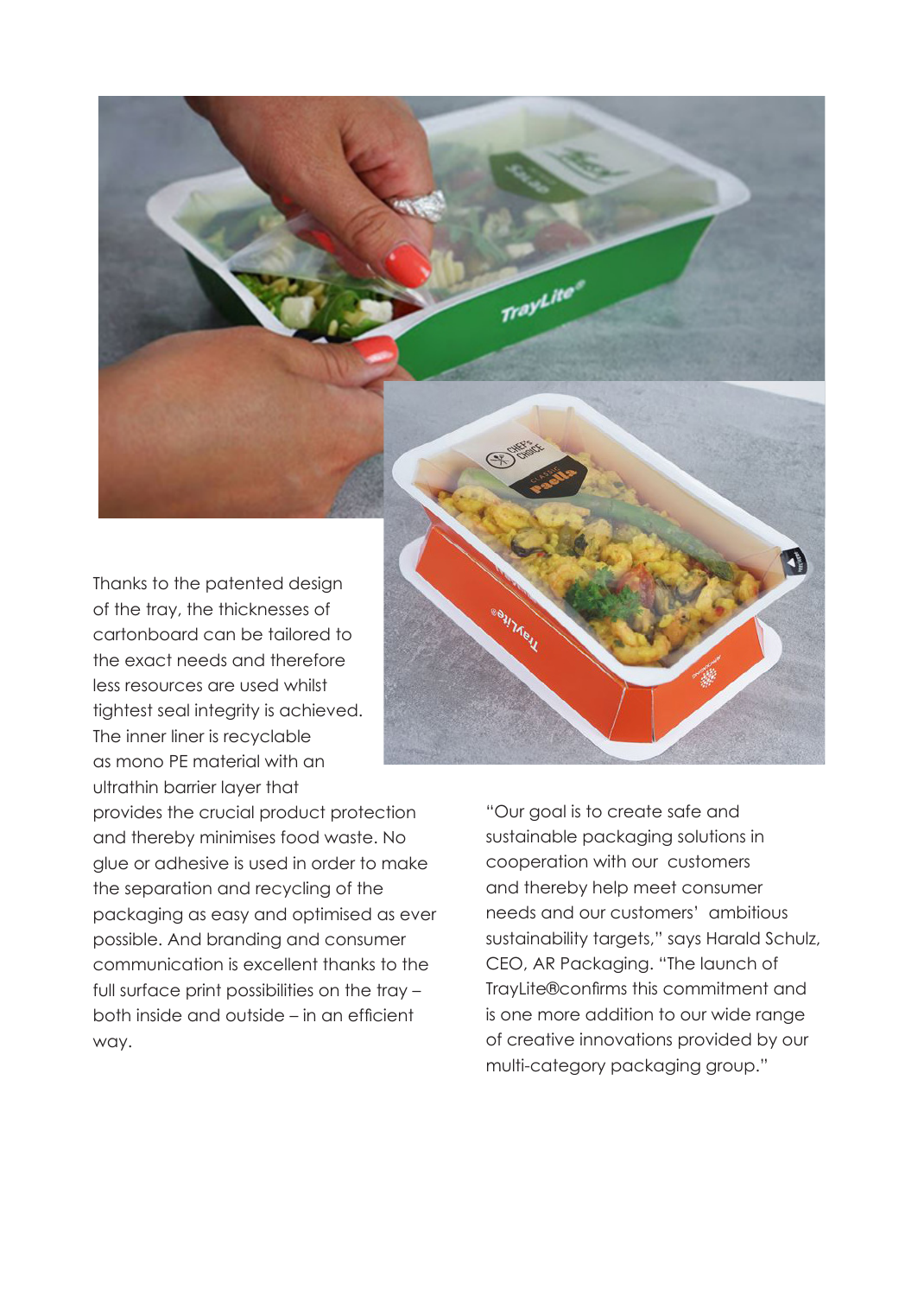Thanks to the patented design of the tray, the thicknesses of cartonboard can be tailored to the exact needs and therefore less resources are used whilst tightest seal integrity is achieved. The inner liner is recyclable as mono PE material with an ultrathin barrier layer that provides the crucial product protection and thereby minimises food waste. No glue or adhesive is used in order to make the separation and recycling of the packaging as easy and optimised as ever possible. And branding and consumer communication is excellent thanks to the full surface print possibilities on the tray – both inside and outside – in an efficient way.

"Our goal is to create safe and sustainable packaging solutions in cooperation with our customers and thereby help meet consumer needs and our customers' ambitious sustainability targets," says Harald Schulz, CEO, AR Packaging. "The launch of TrayLite®confirms this commitment and is one more addition to our wide range of creative innovations provided by our multi-category packaging group."